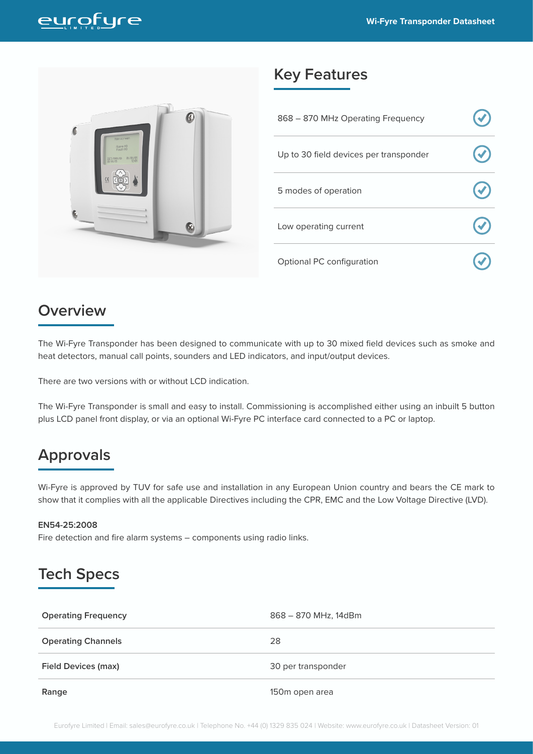## Key Features

| Feature | |
|---|---|
| 868 – 870 MHz Operating Frequency | ✓ |
| Up to 30 field devices per transponder | ✓ |
| 5 modes of operation | ✓ |
| Low operating current | ✓ |
| Optional PC configuration | ✓ |

## Overview

The Wi-Fyre Transponder has been designed to communicate with up to 30 mixed field devices such as smoke and heat detectors, manual call points, sounders and LED indicators, and input/output devices.

There are two versions with or without LCD indication.

The Wi-Fyre Transponder is small and easy to install. Commissioning is accomplished either using an inbuilt 5 button plus LCD panel front display, or via an optional Wi-Fyre PC interface card connected to a PC or laptop.

## Approvals

Wi-Fyre is approved by TUV for safe use and installation in any European Union country and bears the CE mark to show that it complies with all the applicable Directives including the CPR, EMC and the Low Voltage Directive (LVD).

**EN54-25:2008**
Fire detection and fire alarm systems – components using radio links.

## Tech Specs

| | |
|---|---|
| **Operating Frequency** | 868 – 870 MHz, 14dBm |
| **Operating Channels** | 28 |
| **Field Devices (max)** | 30 per transponder |
| **Range** | 150m open area |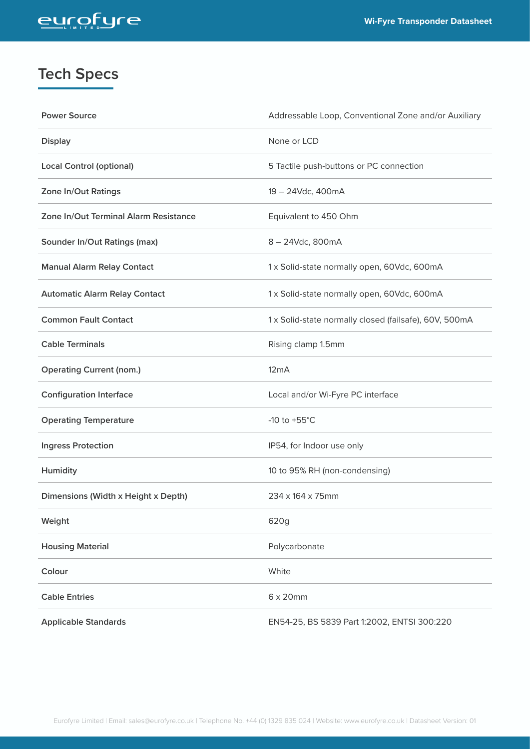## Tech Specs

| Specification | Value |
| --- | --- |
| Power Source | Addressable Loop, Conventional Zone and/or Auxiliary |
| Display | None or LCD |
| Local Control (optional) | 5 Tactile push-buttons or PC connection |
| Zone In/Out Ratings | 19 – 24Vdc, 400mA |
| Zone In/Out Terminal Alarm Resistance | Equivalent to 450 Ohm |
| Sounder In/Out Ratings (max) | 8 – 24Vdc, 800mA |
| Manual Alarm Relay Contact | 1 x Solid-state normally open, 60Vdc, 600mA |
| Automatic Alarm Relay Contact | 1 x Solid-state normally open, 60Vdc, 600mA |
| Common Fault Contact | 1 x Solid-state normally closed (failsafe), 60V, 500mA |
| Cable Terminals | Rising clamp 1.5mm |
| Operating Current (nom.) | 12mA |
| Configuration Interface | Local and/or Wi-Fyre PC interface |
| Operating Temperature | -10 to +55°C |
| Ingress Protection | IP54, for Indoor use only |
| Humidity | 10 to 95% RH (non-condensing) |
| Dimensions (Width x Height x Depth) | 234 x 164 x 75mm |
| Weight | 620g |
| Housing Material | Polycarbonate |
| Colour | White |
| Cable Entries | 6 x 20mm |
| Applicable Standards | EN54-25, BS 5839 Part 1:2002, ENTSI 300:220 |

Eurofyre Limited | Email: sales@eurofyre.co.uk | Telephone No. +44 (0) 1329 835 024 | Website: www.eurofyre.co.uk | Datasheet Version: 01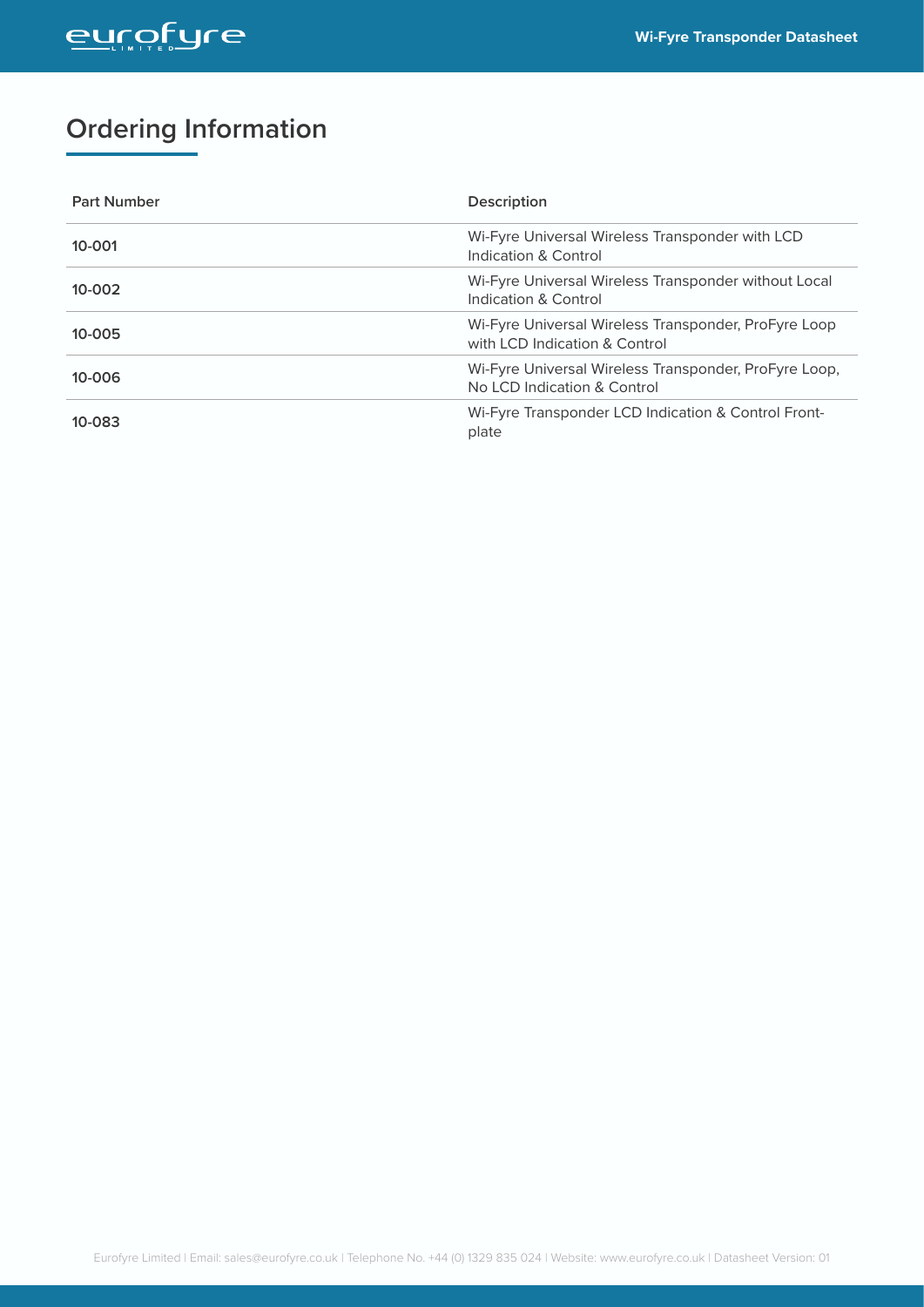## Ordering Information

| Part Number | Description |
|---|---|
| **10-001** | Wi-Fyre Universal Wireless Transponder with LCD Indication & Control |
| **10-002** | Wi-Fyre Universal Wireless Transponder without Local Indication & Control |
| **10-005** | Wi-Fyre Universal Wireless Transponder, ProFyre Loop with LCD Indication & Control |
| **10-006** | Wi-Fyre Universal Wireless Transponder, ProFyre Loop, No LCD Indication & Control |
| **10-083** | Wi-Fyre Transponder LCD Indication & Control Front-plate |